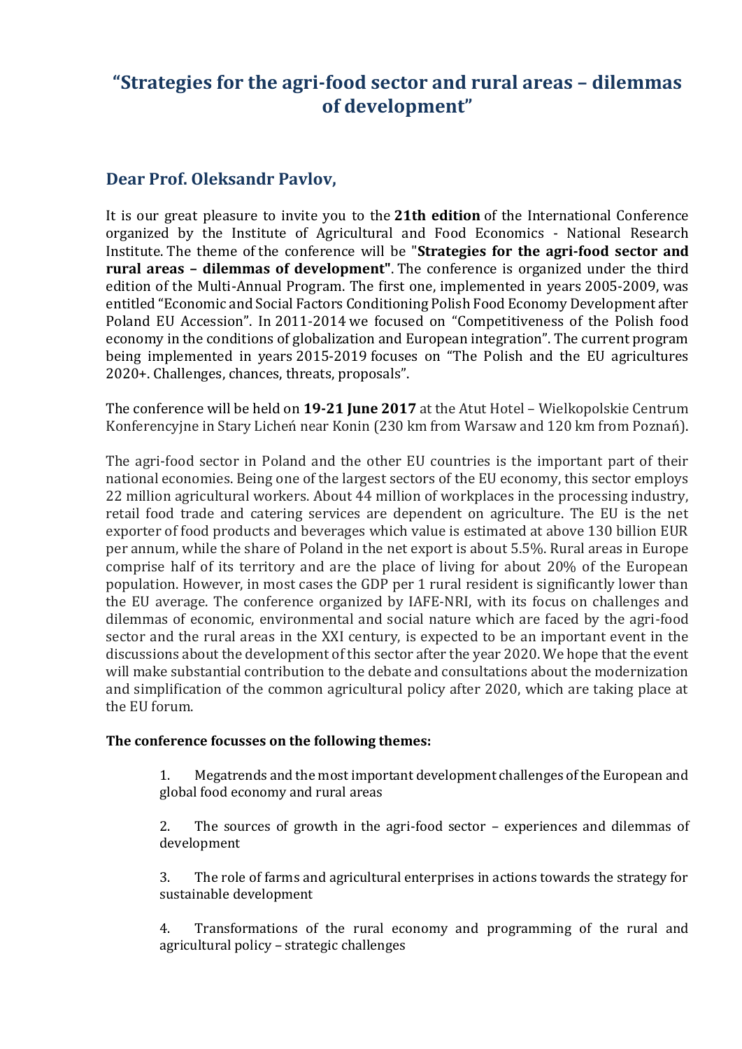# "Strategies for the agri-food sector and rural areas – dilemmas of development"

## Dear Prof. Oleksandr Pavlov,

It is our great pleasure to invite you to the **21th edition** of the International Conference organized by the Institute of Agricultural and Food Economics - National Research Institute. The theme of the conference will be "**Strategies for the agri-food sector and rural areas – dilemmas of development"**. The conference is organized under the third edition of the Multi-Annual Program. The first one, implemented in years 2005-2009, was entitled "Economic and Social Factors Conditioning Polish Food Economy Development after Poland EU Accession". In 2011-2014 we focused on "Competitiveness of the Polish food economy in the conditions of globalization and European integration". The current program being implemented in years 2015-2019 focuses on "The Polish and the EU agricultures 2020+. Challenges, chances, threats, proposals".

The conference will be held on **19-21 June 2017** at the Atut Hotel – Wielkopolskie Centrum Konferencyjne in Stary Licheń near Konin (230 km from Warsaw and 120 km from Poznań).

The agri-food sector in Poland and the other EU countries is the important part of their national economies. Being one of the largest sectors of the EU economy, this sector employs 22 million agricultural workers. About 44 million of workplaces in the processing industry, retail food trade and catering services are dependent on agriculture. The EU is the net exporter of food products and beverages which value is estimated at above 130 billion EUR per annum, while the share of Poland in the net export is about 5.5%. Rural areas in Europe comprise half of its territory and are the place of living for about 20% of the European population. However, in most cases the GDP per 1 rural resident is significantly lower than the EU average. The conference organized by IAFE-NRI, with its focus on challenges and dilemmas of economic, environmental and social nature which are faced by the agri-food sector and the rural areas in the XXI century, is expected to be an important event in the discussions about the development of this sector after the year 2020. We hope that the event will make substantial contribution to the debate and consultations about the modernization and simplification of the common agricultural policy after 2020, which are taking place at the EU forum.

**The conference focusses on the following themes:**

1. Megatrends and the most important development challenges of the European and global food economy and rural areas

2. The sources of growth in the agri-food sector – experiences and dilemmas of development

3. The role of farms and agricultural enterprises in actions towards the strategy for sustainable development

4. Transformations of the rural economy and programming of the rural and agricultural policy – strategic challenges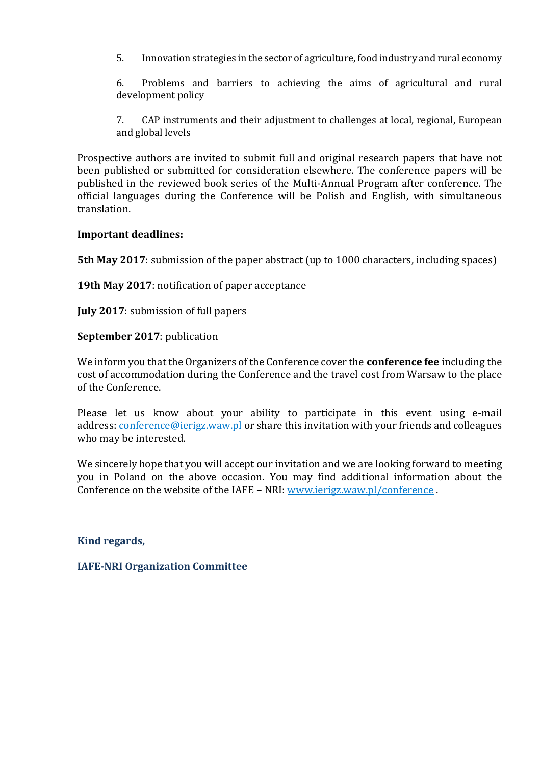5. Innovation strategies in the sector of agriculture, food industry and rural economy

6. Problems and barriers to achieving the aims of agricultural and rural development policy

7. CAP instruments and their adjustment to challenges at local, regional, European and global levels

Prospective authors are invited to submit full and original research papers that have not been published or submitted for consideration elsewhere. The conference papers will be published in the reviewed book series of the Multi-Annual Program after conference. The official languages during the Conference will be Polish and English, with simultaneous translation.

**Important deadlines:**

**5th May 2017**: submission of the paper abstract (up to 1000 characters, including spaces)

**19th May 2017**: notification of paper acceptance

**July 2017**: submission of full papers

**September 2017**: publication

We inform you that the Organizers of the Conference cover the **conference fee** including the cost of accommodation during the Conference and the travel cost from Warsaw to the place of the Conference.

Please let us know about your ability to participate in this event using e-mail address: conference@ierigz.waw.pl or share this invitation with your friends and colleagues who may be interested.

We sincerely hope that you will accept our invitation and we are looking forward to meeting you in Poland on the above occasion. You may find additional information about the Conference on the website of the IAFE – NRI: www.ierigz.waw.pl/conference .

**Kind regards,**

**IAFE-NRI Organization Committee**